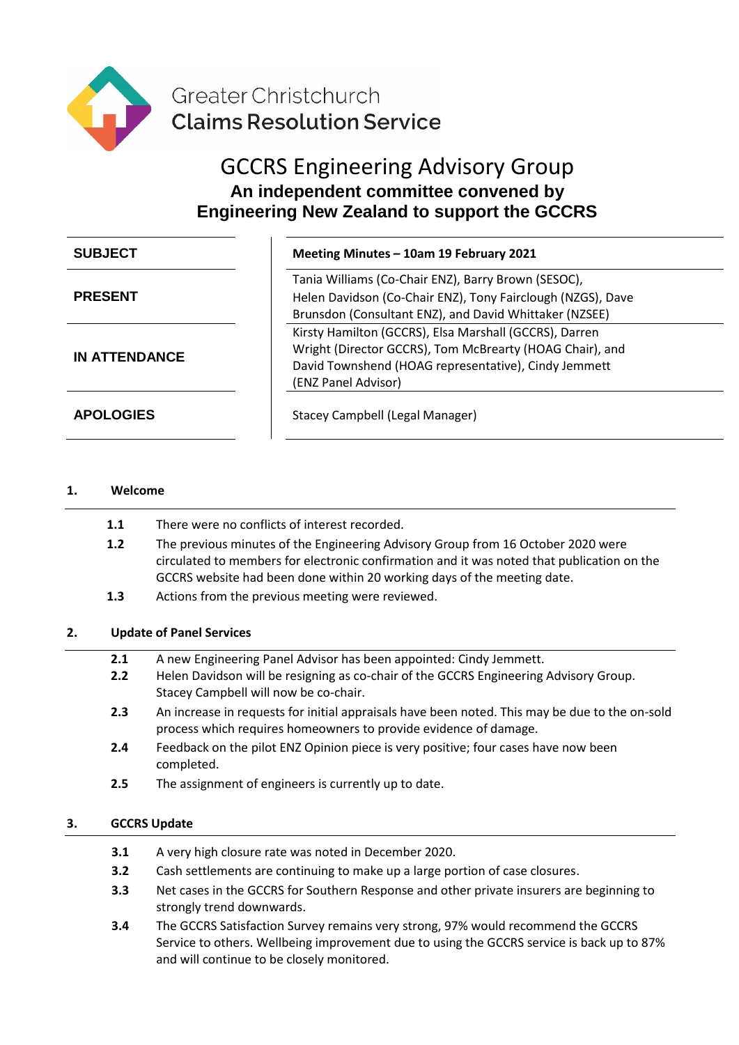Greater Christchurch
**Claims Resolution Service**

# GCCRS Engineering Advisory Group

## An independent committee convened by Engineering New Zealand to support the GCCRS

| | |
|---|---|
| **SUBJECT** | **Meeting Minutes – 10am 19 February 2021** |
| **PRESENT** | Tania Williams (Co-Chair ENZ), Barry Brown (SESOC), Helen Davidson (Co-Chair ENZ), Tony Fairclough (NZGS), Dave Brunsdon (Consultant ENZ), and David Whittaker (NZSEE) |
| **IN ATTENDANCE** | Kirsty Hamilton (GCCRS), Elsa Marshall (GCCRS), Darren Wright (Director GCCRS), Tom McBrearty (HOAG Chair), and David Townshend (HOAG representative), Cindy Jemmett (ENZ Panel Advisor) |
| **APOLOGIES** | Stacey Campbell (Legal Manager) |

### 1. Welcome

- **1.1** There were no conflicts of interest recorded.
- **1.2** The previous minutes of the Engineering Advisory Group from 16 October 2020 were circulated to members for electronic confirmation and it was noted that publication on the GCCRS website had been done within 20 working days of the meeting date.
- **1.3** Actions from the previous meeting were reviewed.

### 2. Update of Panel Services

- **2.1** A new Engineering Panel Advisor has been appointed: Cindy Jemmett.
- **2.2** Helen Davidson will be resigning as co-chair of the GCCRS Engineering Advisory Group. Stacey Campbell will now be co-chair.
- **2.3** An increase in requests for initial appraisals have been noted. This may be due to the on-sold process which requires homeowners to provide evidence of damage.
- **2.4** Feedback on the pilot ENZ Opinion piece is very positive; four cases have now been completed.
- **2.5** The assignment of engineers is currently up to date.

### 3. GCCRS Update

- **3.1** A very high closure rate was noted in December 2020.
- **3.2** Cash settlements are continuing to make up a large portion of case closures.
- **3.3** Net cases in the GCCRS for Southern Response and other private insurers are beginning to strongly trend downwards.
- **3.4** The GCCRS Satisfaction Survey remains very strong, 97% would recommend the GCCRS Service to others. Wellbeing improvement due to using the GCCRS service is back up to 87% and will continue to be closely monitored.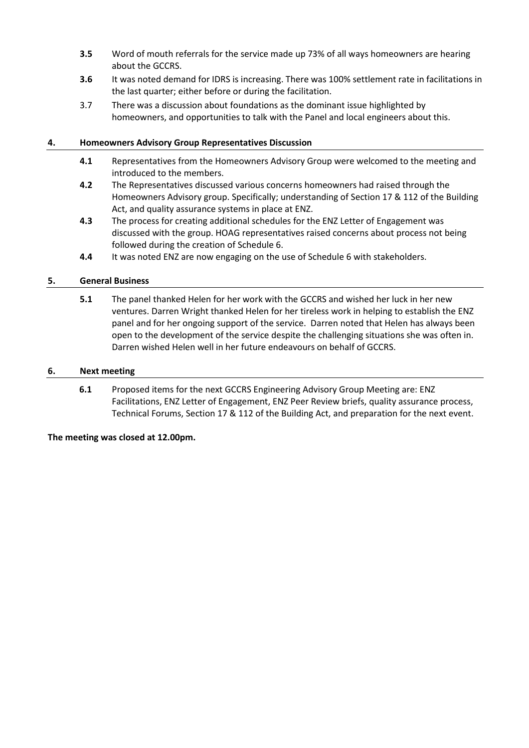**3.5** Word of mouth referrals for the service made up 73% of all ways homeowners are hearing about the GCCRS.

**3.6** It was noted demand for IDRS is increasing. There was 100% settlement rate in facilitations in the last quarter; either before or during the facilitation.

3.7 There was a discussion about foundations as the dominant issue highlighted by homeowners, and opportunities to talk with the Panel and local engineers about this.

## 4. Homeowners Advisory Group Representatives Discussion

**4.1** Representatives from the Homeowners Advisory Group were welcomed to the meeting and introduced to the members.

**4.2** The Representatives discussed various concerns homeowners had raised through the Homeowners Advisory group. Specifically; understanding of Section 17 & 112 of the Building Act, and quality assurance systems in place at ENZ.

**4.3** The process for creating additional schedules for the ENZ Letter of Engagement was discussed with the group. HOAG representatives raised concerns about process not being followed during the creation of Schedule 6.

**4.4** It was noted ENZ are now engaging on the use of Schedule 6 with stakeholders.

## 5. General Business

**5.1** The panel thanked Helen for her work with the GCCRS and wished her luck in her new ventures. Darren Wright thanked Helen for her tireless work in helping to establish the ENZ panel and for her ongoing support of the service. Darren noted that Helen has always been open to the development of the service despite the challenging situations she was often in. Darren wished Helen well in her future endeavours on behalf of GCCRS.

## 6. Next meeting

**6.1** Proposed items for the next GCCRS Engineering Advisory Group Meeting are: ENZ Facilitations, ENZ Letter of Engagement, ENZ Peer Review briefs, quality assurance process, Technical Forums, Section 17 & 112 of the Building Act, and preparation for the next event.

**The meeting was closed at 12.00pm.**